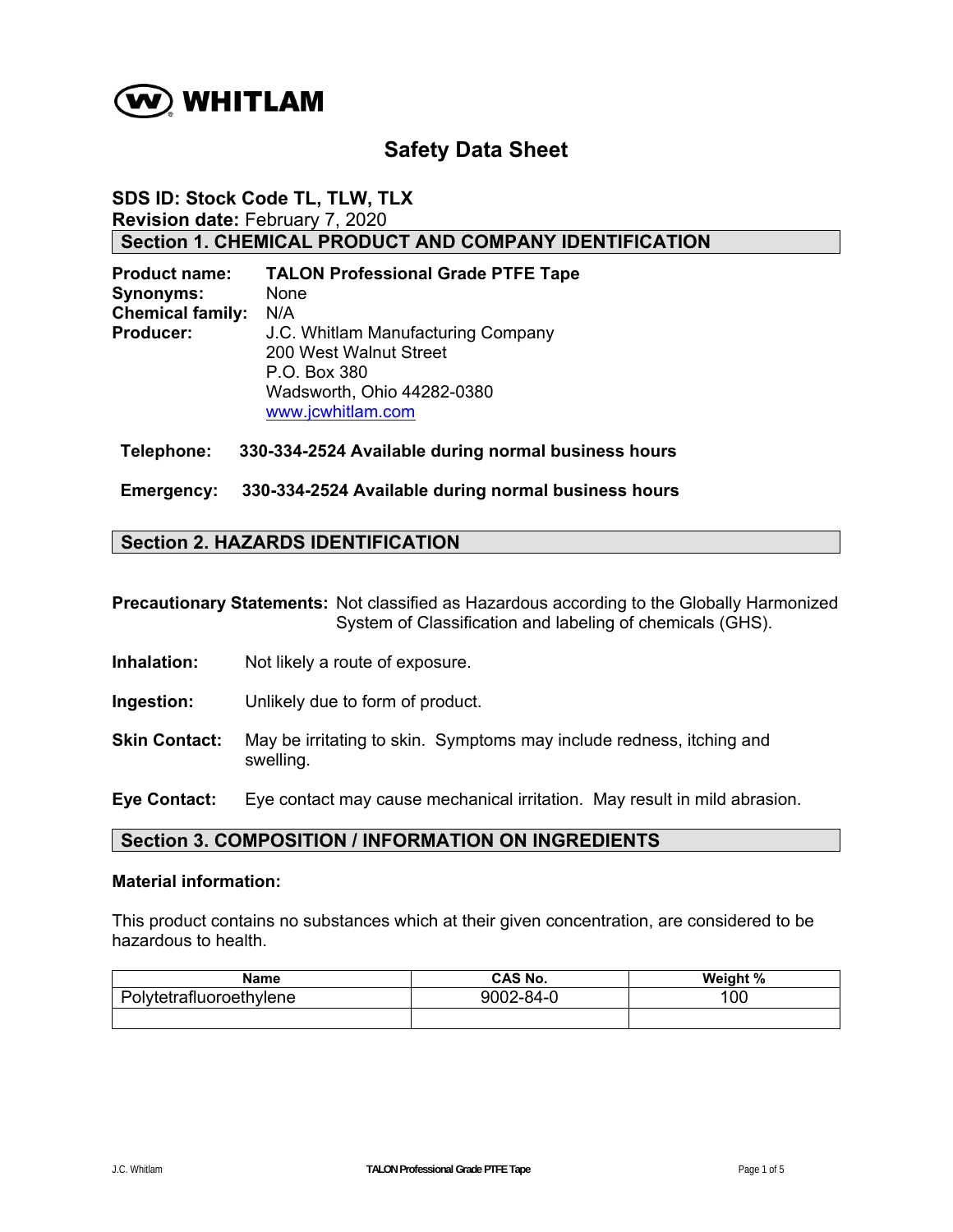**WHITLAM**

# Safety Data Sheet

**SDS ID: Stock Code TL, TLW, TLX**
**Revision date:** February 7, 2020

## Section 1. CHEMICAL PRODUCT AND COMPANY IDENTIFICATION

**Product name:** **TALON Professional Grade PTFE Tape**
**Synonyms:** None
**Chemical family:** N/A
**Producer:** J.C. Whitlam Manufacturing Company
200 West Walnut Street
P.O. Box 380
Wadsworth, Ohio 44282-0380
www.jcwhitlam.com

**Telephone:** **330-334-2524 Available during normal business hours**

**Emergency:** **330-334-2524 Available during normal business hours**

## Section 2. HAZARDS IDENTIFICATION

**Precautionary Statements:** Not classified as Hazardous according to the Globally Harmonized System of Classification and labeling of chemicals (GHS).

**Inhalation:** Not likely a route of exposure.

**Ingestion:** Unlikely due to form of product.

**Skin Contact:** May be irritating to skin. Symptoms may include redness, itching and swelling.

**Eye Contact:** Eye contact may cause mechanical irritation. May result in mild abrasion.

## Section 3. COMPOSITION / INFORMATION ON INGREDIENTS

**Material information:**

This product contains no substances which at their given concentration, are considered to be hazardous to health.

| Name | CAS No. | Weight % |
|---|---|---|
| Polytetrafluoroethylene | 9002-84-0 | 100 |
| | | |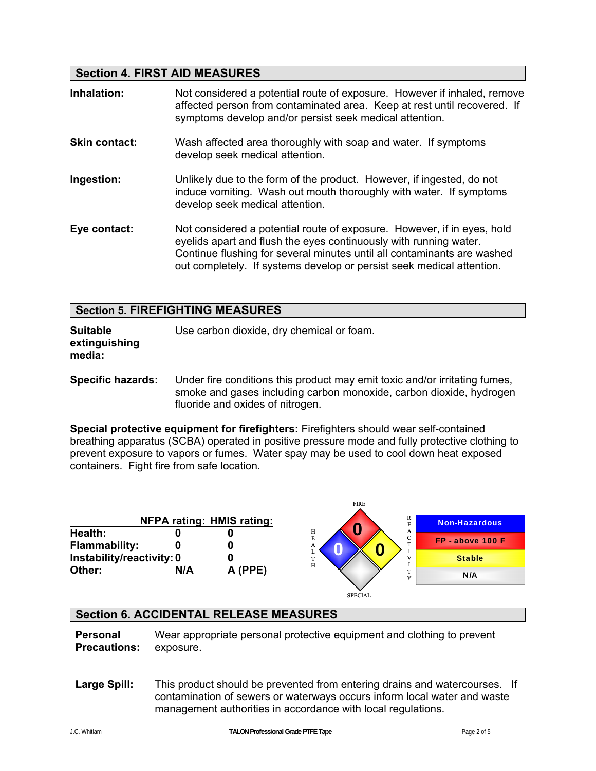## Section 4. FIRST AID MEASURES

**Inhalation:** Not considered a potential route of exposure. However if inhaled, remove affected person from contaminated area. Keep at rest until recovered. If symptoms develop and/or persist seek medical attention.

**Skin contact:** Wash affected area thoroughly with soap and water. If symptoms develop seek medical attention.

**Ingestion:** Unlikely due to the form of the product. However, if ingested, do not induce vomiting. Wash out mouth thoroughly with water. If symptoms develop seek medical attention.

**Eye contact:** Not considered a potential route of exposure. However, if in eyes, hold eyelids apart and flush the eyes continuously with running water. Continue flushing for several minutes until all contaminants are washed out completely. If systems develop or persist seek medical attention.

## Section 5. FIREFIGHTING MEASURES

**Suitable extinguishing media:** Use carbon dioxide, dry chemical or foam.

**Specific hazards:** Under fire conditions this product may emit toxic and/or irritating fumes, smoke and gases including carbon monoxide, carbon dioxide, hydrogen fluoride and oxides of nitrogen.

**Special protective equipment for firefighters:** Firefighters should wear self-contained breathing apparatus (SCBA) operated in positive pressure mode and fully protective clothing to prevent exposure to vapors or fumes. Water spray may be used to cool down heat exposed containers. Fight fire from safe location.

| | NFPA rating: | HMIS rating: |
|---|---|---|
| **Health:** | 0 | 0 |
| **Flammability:** | 0 | 0 |
| **Instability/reactivity:** | 0 | 0 |
| **Other:** | N/A | A (PPE) |

FIRE: 0
HEALTH: 0
REACTIVITY: 0
SPECIAL

| |
|---|
| Non-Hazardous |
| FP - above 100 F |
| Stable |
| N/A |

## Section 6. ACCIDENTAL RELEASE MEASURES

**Personal Precautions:** Wear appropriate personal protective equipment and clothing to prevent exposure.

**Large Spill:** This product should be prevented from entering drains and watercourses. If contamination of sewers or waterways occurs inform local water and waste management authorities in accordance with local regulations.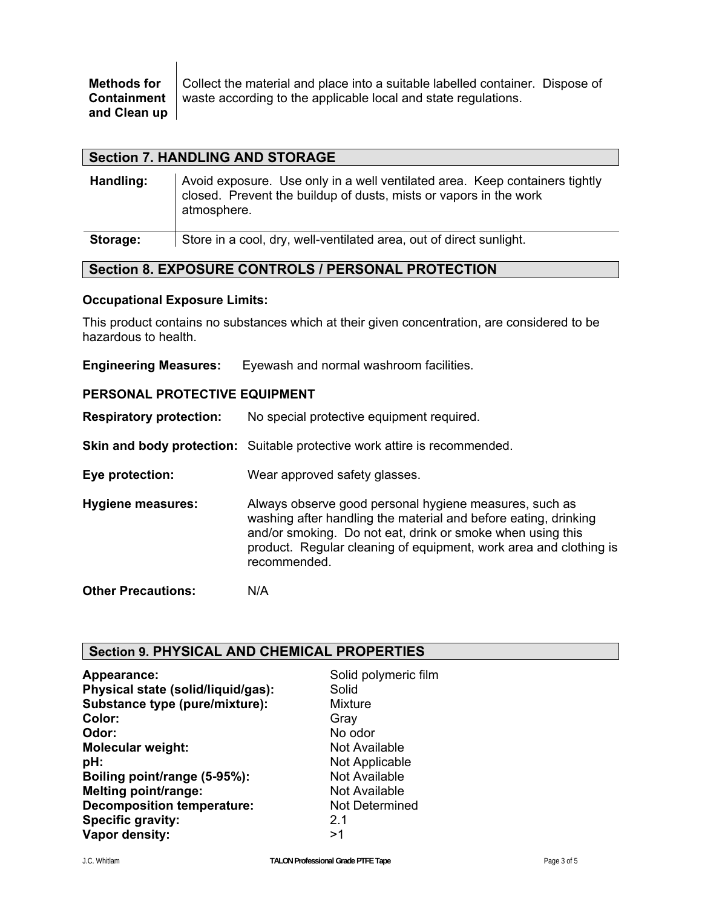| | |
|---|---|
| **Methods for Containment and Clean up** | Collect the material and place into a suitable labelled container. Dispose of waste according to the applicable local and state regulations. |

## Section 7. HANDLING AND STORAGE

| | |
|---|---|
| **Handling:** | Avoid exposure. Use only in a well ventilated area. Keep containers tightly closed. Prevent the buildup of dusts, mists or vapors in the work atmosphere. |
| **Storage:** | Store in a cool, dry, well-ventilated area, out of direct sunlight. |

## Section 8. EXPOSURE CONTROLS / PERSONAL PROTECTION

**Occupational Exposure Limits:**

This product contains no substances which at their given concentration, are considered to be hazardous to health.

**Engineering Measures:** Eyewash and normal washroom facilities.

**PERSONAL PROTECTIVE EQUIPMENT**

**Respiratory protection:** No special protective equipment required.

**Skin and body protection:** Suitable protective work attire is recommended.

**Eye protection:** Wear approved safety glasses.

**Hygiene measures:** Always observe good personal hygiene measures, such as washing after handling the material and before eating, drinking and/or smoking. Do not eat, drink or smoke when using this product. Regular cleaning of equipment, work area and clothing is recommended.

**Other Precautions:** N/A

## Section 9. PHYSICAL AND CHEMICAL PROPERTIES

| | |
|---|---|
| **Appearance:** | Solid polymeric film |
| **Physical state (solid/liquid/gas):** | Solid |
| **Substance type (pure/mixture):** | Mixture |
| **Color:** | Gray |
| **Odor:** | No odor |
| **Molecular weight:** | Not Available |
| **pH:** | Not Applicable |
| **Boiling point/range (5-95%):** | Not Available |
| **Melting point/range:** | Not Available |
| **Decomposition temperature:** | Not Determined |
| **Specific gravity:** | 2.1 |
| **Vapor density:** | >1 |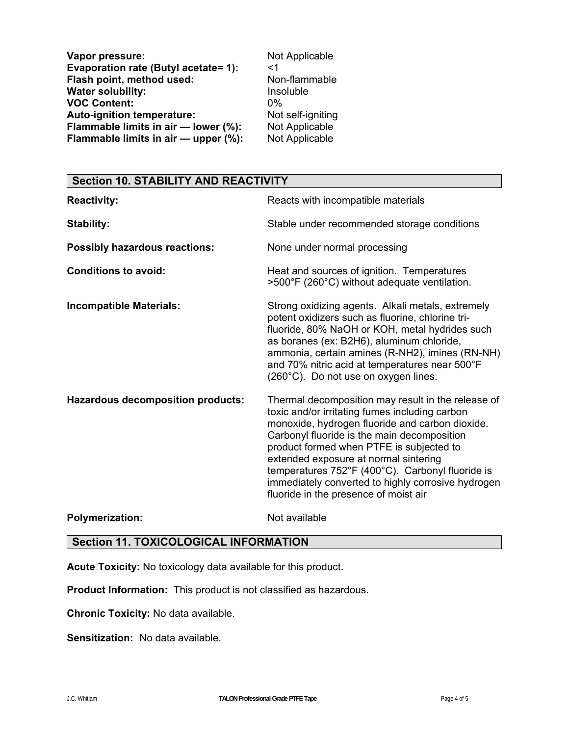| | |
|---|---|
| **Vapor pressure:** | Not Applicable |
| **Evaporation rate (Butyl acetate= 1):** | <1 |
| **Flash point, method used:** | Non-flammable |
| **Water solubility:** | Insoluble |
| **VOC Content:** | 0% |
| **Auto-ignition temperature:** | Not self-igniting |
| **Flammable limits in air — lower (%):** | Not Applicable |
| **Flammable limits in air — upper (%):** | Not Applicable |

## Section 10. STABILITY AND REACTIVITY

| | |
|---|---|
| **Reactivity:** | Reacts with incompatible materials |
| **Stability:** | Stable under recommended storage conditions |
| **Possibly hazardous reactions:** | None under normal processing |
| **Conditions to avoid:** | Heat and sources of ignition. Temperatures >500°F (260°C) without adequate ventilation. |
| **Incompatible Materials:** | Strong oxidizing agents. Alkali metals, extremely potent oxidizers such as fluorine, chlorine tri-fluoride, 80% NaOH or KOH, metal hydrides such as boranes (ex: $B_2H_6$), aluminum chloride, ammonia, certain amines (R-$NH_2$), imines (RN-NH) and 70% nitric acid at temperatures near 500°F (260°C). Do not use on oxygen lines. |
| **Hazardous decomposition products:** | Thermal decomposition may result in the release of toxic and/or irritating fumes including carbon monoxide, hydrogen fluoride and carbon dioxide. Carbonyl fluoride is the main decomposition product formed when PTFE is subjected to extended exposure at normal sintering temperatures 752°F (400°C). Carbonyl fluoride is immediately converted to highly corrosive hydrogen fluoride in the presence of moist air |
| **Polymerization:** | Not available |

## Section 11. TOXICOLOGICAL INFORMATION

**Acute Toxicity:** No toxicology data available for this product.

**Product Information:** This product is not classified as hazardous.

**Chronic Toxicity:** No data available.

**Sensitization:** No data available.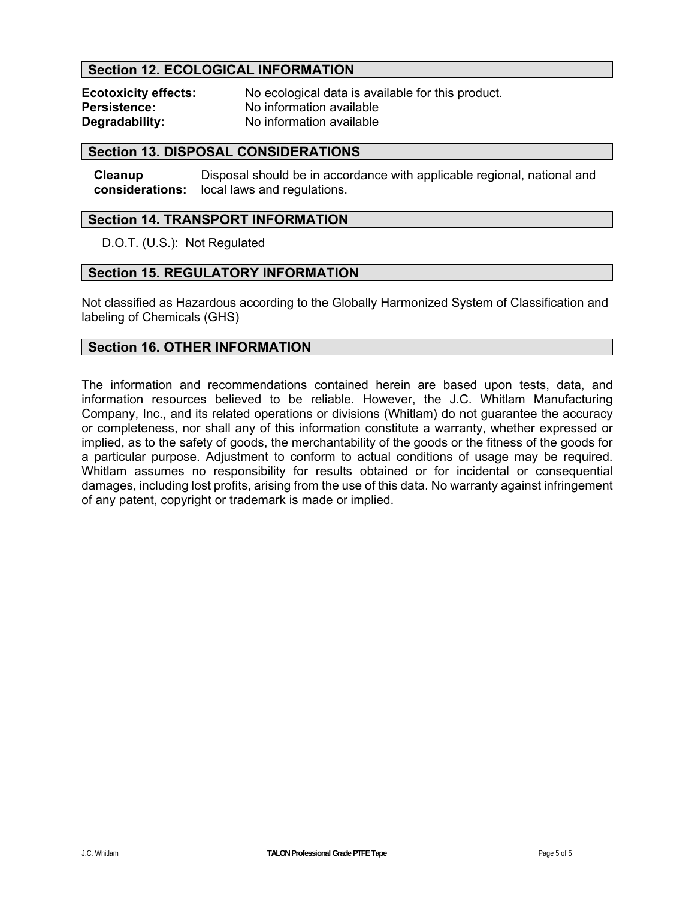## Section 12. ECOLOGICAL INFORMATION

**Ecotoxicity effects:** No ecological data is available for this product.
**Persistence:** No information available
**Degradability:** No information available

## Section 13. DISPOSAL CONSIDERATIONS

**Cleanup considerations:** Disposal should be in accordance with applicable regional, national and local laws and regulations.

## Section 14. TRANSPORT INFORMATION

D.O.T. (U.S.): Not Regulated

## Section 15. REGULATORY INFORMATION

Not classified as Hazardous according to the Globally Harmonized System of Classification and labeling of Chemicals (GHS)

## Section 16. OTHER INFORMATION

The information and recommendations contained herein are based upon tests, data, and information resources believed to be reliable. However, the J.C. Whitlam Manufacturing Company, Inc., and its related operations or divisions (Whitlam) do not guarantee the accuracy or completeness, nor shall any of this information constitute a warranty, whether expressed or implied, as to the safety of goods, the merchantability of the goods or the fitness of the goods for a particular purpose. Adjustment to conform to actual conditions of usage may be required. Whitlam assumes no responsibility for results obtained or for incidental or consequential damages, including lost profits, arising from the use of this data. No warranty against infringement of any patent, copyright or trademark is made or implied.